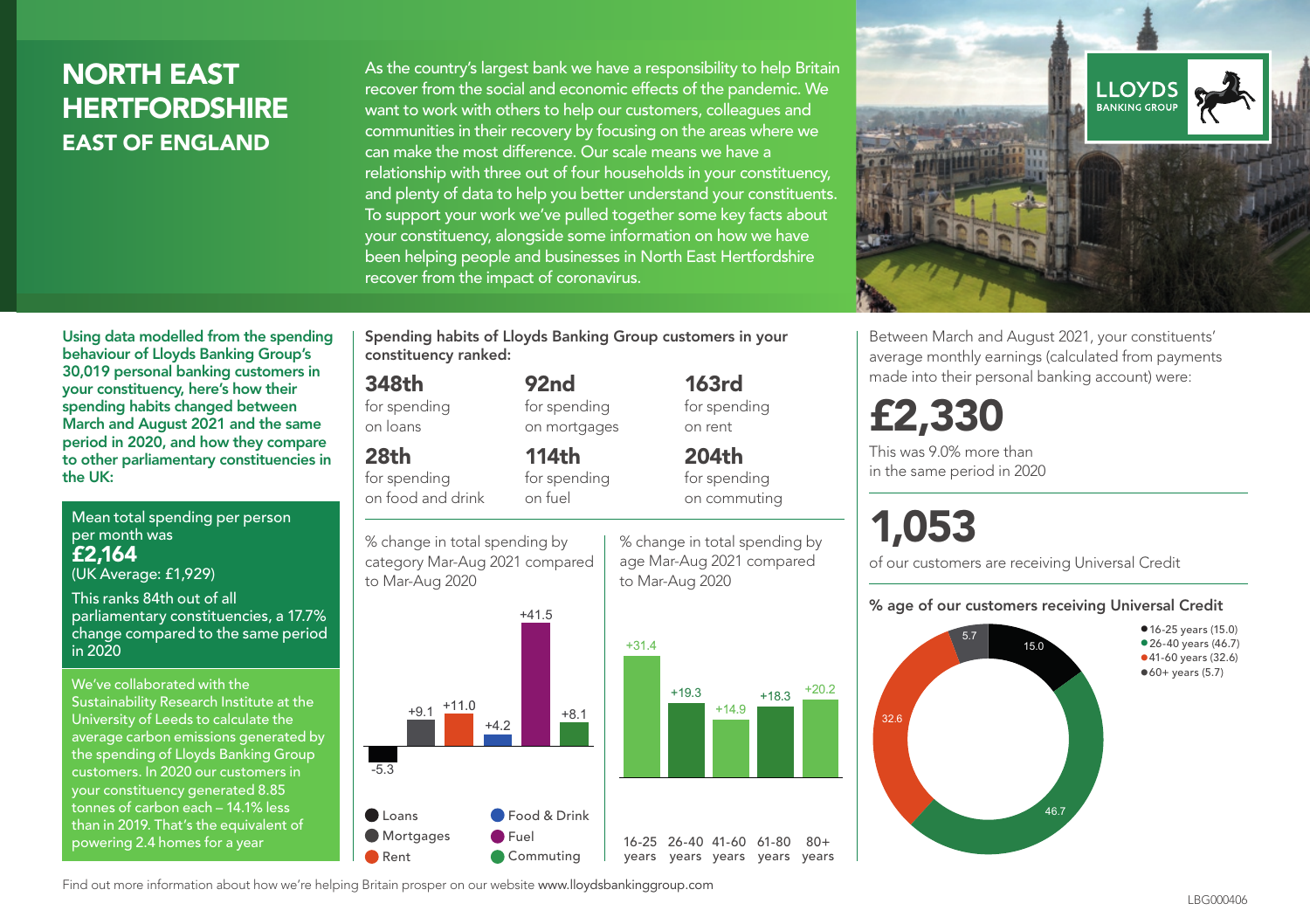# NORTH EAST HERTFORDSHIRE

## EAST OF ENGLAND

As the country's largest bank we have a responsibility to help Britain recover from the social and economic effects of the pandemic. We want to work with others to help our customers, colleagues and communities in their recovery by focusing on the areas where we can make the most difference. Our scale means we have a relationship with three out of four households in your constituency, and plenty of data to help you better understand your constituents. To support your work we've pulled together some key facts about your constituency, alongside some information on how we have been helping people and businesses in North East Hertfordshire recover from the impact of coronavirus.

LLOYDS BANKING GROUP

**Using data modelled from the spending behaviour of Lloyds Banking Group's 30,019 personal banking customers in your constituency, here's how their spending habits changed between March and August 2021 and the same period in 2020, and how they compare to other parliamentary constituencies in the UK:**

Mean total spending per person per month was
**£2,164**
(UK Average: £1,929)

This ranks 84th out of all parliamentary constituencies, a 17.7% change compared to the same period in 2020

We've collaborated with the Sustainability Research Institute at the University of Leeds to calculate the average carbon emissions generated by the spending of Lloyds Banking Group customers. In 2020 our customers in your constituency generated 8.85 tonnes of carbon each – 14.1% less than in 2019. That's the equivalent of powering 2.4 homes for a year

**Spending habits of Lloyds Banking Group customers in your constituency ranked:**

**348th** for spending on loans

**92nd** for spending on mortgages

**163rd** for spending on rent

**28th** for spending on food and drink

**114th** for spending on fuel

**204th** for spending on commuting

% change in total spending by category Mar-Aug 2021 compared to Mar-Aug 2020

-5.3
+9.1
+11.0
+4.2
+41.5
+8.1

Loans
Mortgages
Rent
Food & Drink
Fuel
Commuting

% change in total spending by age Mar-Aug 2021 compared to Mar-Aug 2020

+31.4
+19.3
+14.9
+18.3
+20.2

16-25 years
26-40 years
41-60 years
61-80 years
80+ years

Between March and August 2021, your constituents' average monthly earnings (calculated from payments made into their personal banking account) were:

**£2,330**

This was 9.0% more than in the same period in 2020

**1,053**

of our customers are receiving Universal Credit

**% age of our customers receiving Universal Credit**

5.7
15.0
32.6
46.7

16-25 years (15.0)
26-40 years (46.7)
41-60 years (32.6)
60+ years (5.7)

Find out more information about how we're helping Britain prosper on our website www.lloydsbankinggroup.com

LBG000406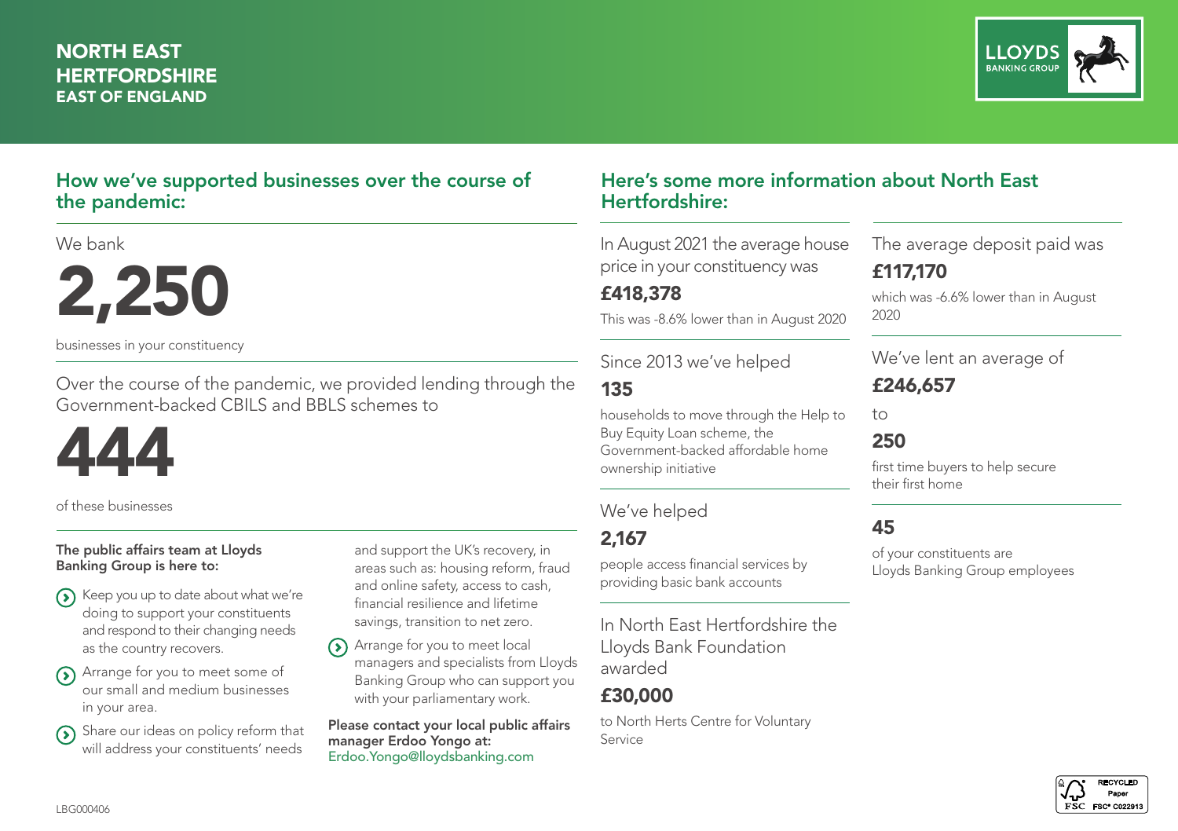# NORTH EAST HERTFORDSHIRE
## EAST OF ENGLAND

## How we've supported businesses over the course of the pandemic:

We bank

**2,250**

businesses in your constituency

Over the course of the pandemic, we provided lending through the Government-backed CBILS and BBLS schemes to

**444**

of these businesses

**The public affairs team at Lloyds Banking Group is here to:**

- Keep you up to date about what we're doing to support your constituents and respond to their changing needs as the country recovers.
- Arrange for you to meet some of our small and medium businesses in your area.
- Share our ideas on policy reform that will address your constituents' needs and support the UK's recovery, in areas such as: housing reform, fraud and online safety, access to cash, financial resilience and lifetime savings, transition to net zero.
- Arrange for you to meet local managers and specialists from Lloyds Banking Group who can support you with your parliamentary work.

**Please contact your local public affairs manager Erdoo Yongo at:**
Erdoo.Yongo@lloydsbanking.com

## Here's some more information about North East Hertfordshire:

In August 2021 the average house price in your constituency was

**£418,378**

This was -8.6% lower than in August 2020

The average deposit paid was

**£117,170**

which was -6.6% lower than in August 2020

Since 2013 we've helped

**135**

households to move through the Help to Buy Equity Loan scheme, the Government-backed affordable home ownership initiative

We've lent an average of

**£246,657**

to

**250**

first time buyers to help secure their first home

We've helped

**2,167**

people access financial services by providing basic bank accounts

**45**

of your constituents are Lloyds Banking Group employees

In North East Hertfordshire the Lloyds Bank Foundation awarded

**£30,000**

to North Herts Centre for Voluntary Service

LBG000406